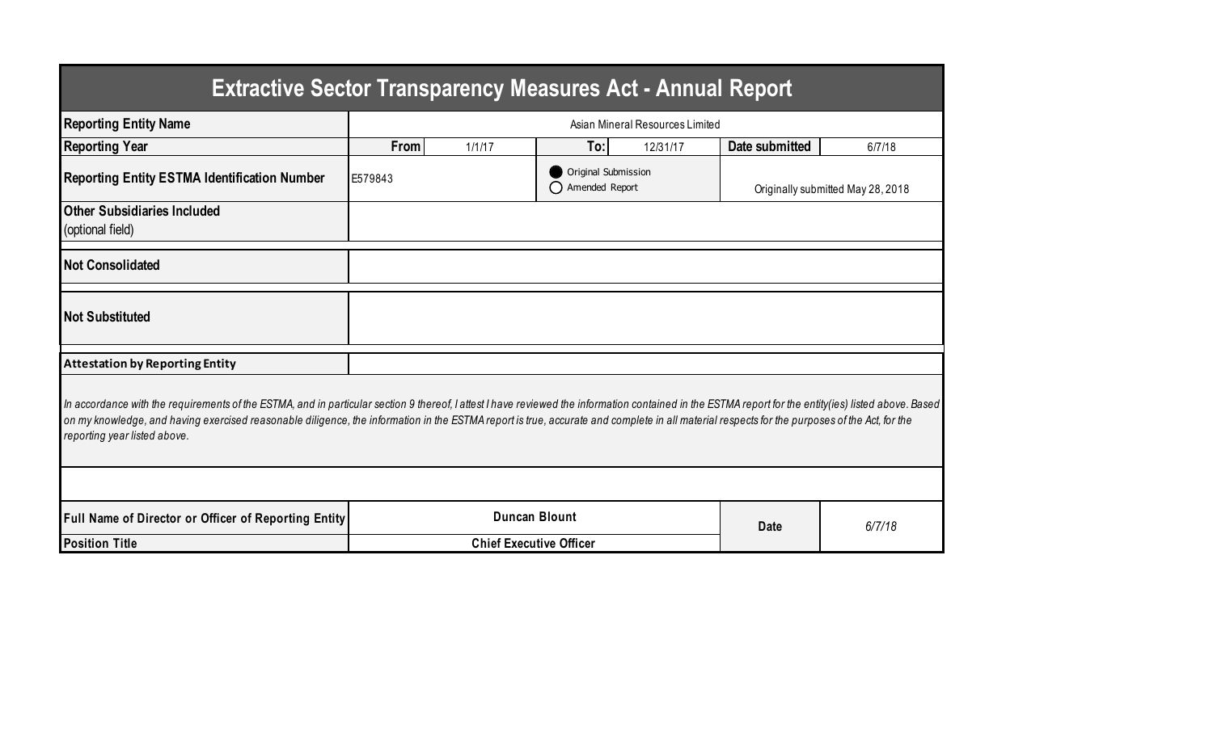# Extractive Sector Transparency Measures Act - Annual Report

| | | | | | | |
|---|---|---|---|---|---|---|
| **Reporting Entity Name** | Asian Mineral Resources Limited | | | | | |
| **Reporting Year** | **From** | 1/1/17 | **To:** | 12/31/17 | **Date submitted** | 6/7/18 |
| **Reporting Entity ESTMA Identification Number** | E579843 | | ● Original Submission ○ Amended Report | | Originally submitted May 28, 2018 | |
| **Other Subsidiaries Included** (optional field) | | | | | | |
| **Not Consolidated** | | | | | | |
| **Not Substituted** | | | | | | |

**Attestation by Reporting Entity**

*In accordance with the requirements of the ESTMA, and in particular section 9 thereof, I attest I have reviewed the information contained in the ESTMA report for the entity(ies) listed above. Based on my knowledge, and having exercised reasonable diligence, the information in the ESTMA report is true, accurate and complete in all material respects for the purposes of the Act, for the reporting year listed above.*

| | | | |
|---|---|---|---|
| **Full Name of Director or Officer of Reporting Entity** | **Duncan Blount** | **Date** | *6/7/18* |
| **Position Title** | **Chief Executive Officer** | | |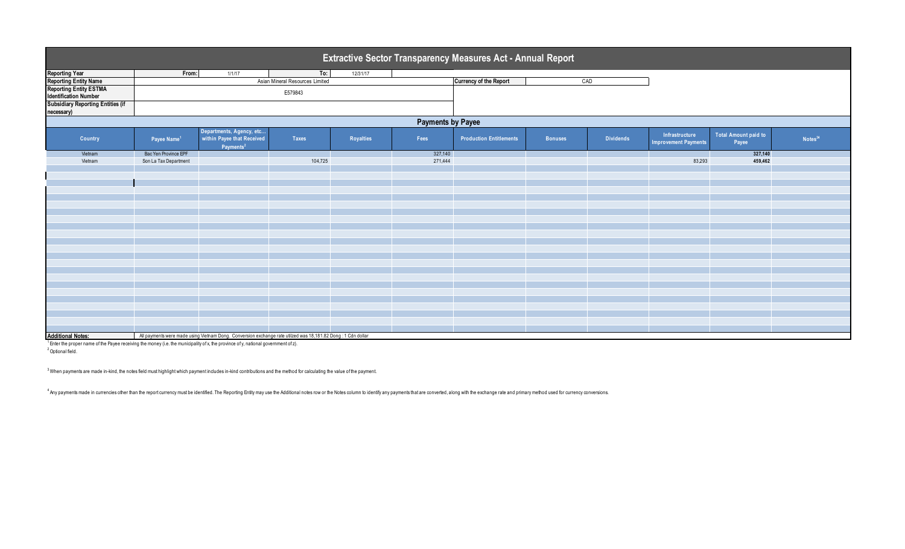# Extractive Sector Transparency Measures Act - Annual Report

| | | | | | |
|---|---|---|---|---|---|
| **Reporting Year** | From: | 1/1/17 | To: | 12/31/17 | |
| **Reporting Entity Name** | Asian Mineral Resources Limited | | | **Currency of the Report** | CAD |
| **Reporting Entity ESTMA Identification Number** | E579843 | | | | |
| **Subsidiary Reporting Entities (if necessary)** | | | | | |

## Payments by Payee

| Country | Payee Name[1] | Departments, Agency, etc... within Payee that Received Payments[2] | Taxes | Royalties | Fees | Production Entitlements | Bonuses | Dividends | Infrastructure Improvement Payments | Total Amount paid to Payee | Notes[34] |
|---|---|---|---|---|---|---|---|---|---|---|---|
| Vietnam | Bac Yen Province EPF | | | | 327,140 | | | | | **327,140** | |
| Vietnam | Son La Tax Department | | 104,725 | | 271,444 | | | | 83,293 | **459,462** | |

**Additional Notes:** All payments were made using Vietnam Dong. Conversion exchange rate utilized was 18,181.82 Dong : 1 Cdn dollar

[1] Enter the proper name of the Payee receiving the money (i.e. the municipality of x, the province of y, national government of z).

[2] Optional field.

[3] When payments are made in-kind, the notes field must highlight which payment includes in-kind contributions and the method for calculating the value of the payment.

[4] Any payments made in currencies other than the report currency must be identified. The Reporting Entity may use the Additional notes row or the Notes column to identify any payments that are converted, along with the exchange rate and primary method used for currency conversions.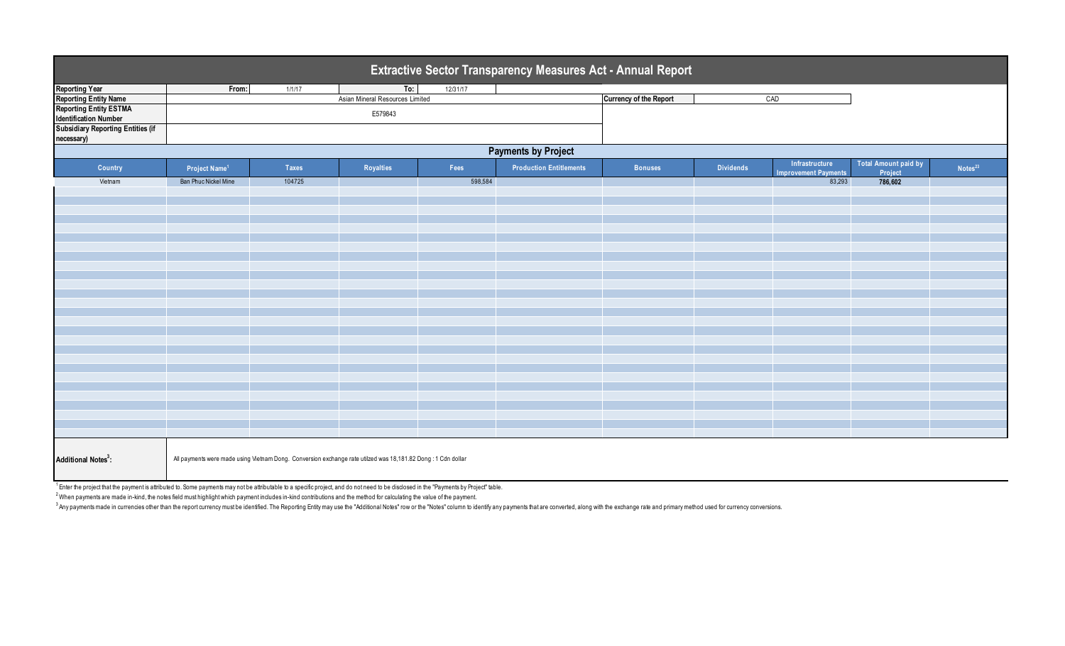# Extractive Sector Transparency Measures Act - Annual Report

| | | | |
|---|---|---|---|
| **Reporting Year** | From: 1/1/17 | To: 12/31/17 | |
| **Reporting Entity Name** | Asian Mineral Resources Limited | **Currency of the Report** | CAD |
| **Reporting Entity ESTMA Identification Number** | E579843 | | |
| **Subsidiary Reporting Entities (if necessary)** | | | |

## Payments by Project

| Country | Project Name[1] | Taxes | Royalties | Fees | Production Entitlements | Bonuses | Dividends | Infrastructure Improvement Payments | Total Amount paid by Project | Notes[23] |
|---|---|---|---|---|---|---|---|---|---|---|
| Vietnam | Ban Phuc Nickel Mine | 104725 | | 598,584 | | | | 83,293 | **786,602** | |

**Additional Notes[3]:** All payments were made using Vietnam Dong. Conversion exchange rate utilized was 18,181.82 Dong : 1 Cdn dollar

[1] Enter the project that the payment is attributed to. Some payments may not be attributable to a specific project, and do not need to be disclosed in the "Payments by Project" table.

[2] When payments are made in-kind, the notes field must highlight which payment includes in-kind contributions and the method for calculating the value of the payment.

[3] Any payments made in currencies other than the report currency must be identified. The Reporting Entity may use the "Additional Notes" row or the "Notes" column to identify any payments that are converted, along with the exchange rate and primary method used for currency conversions.